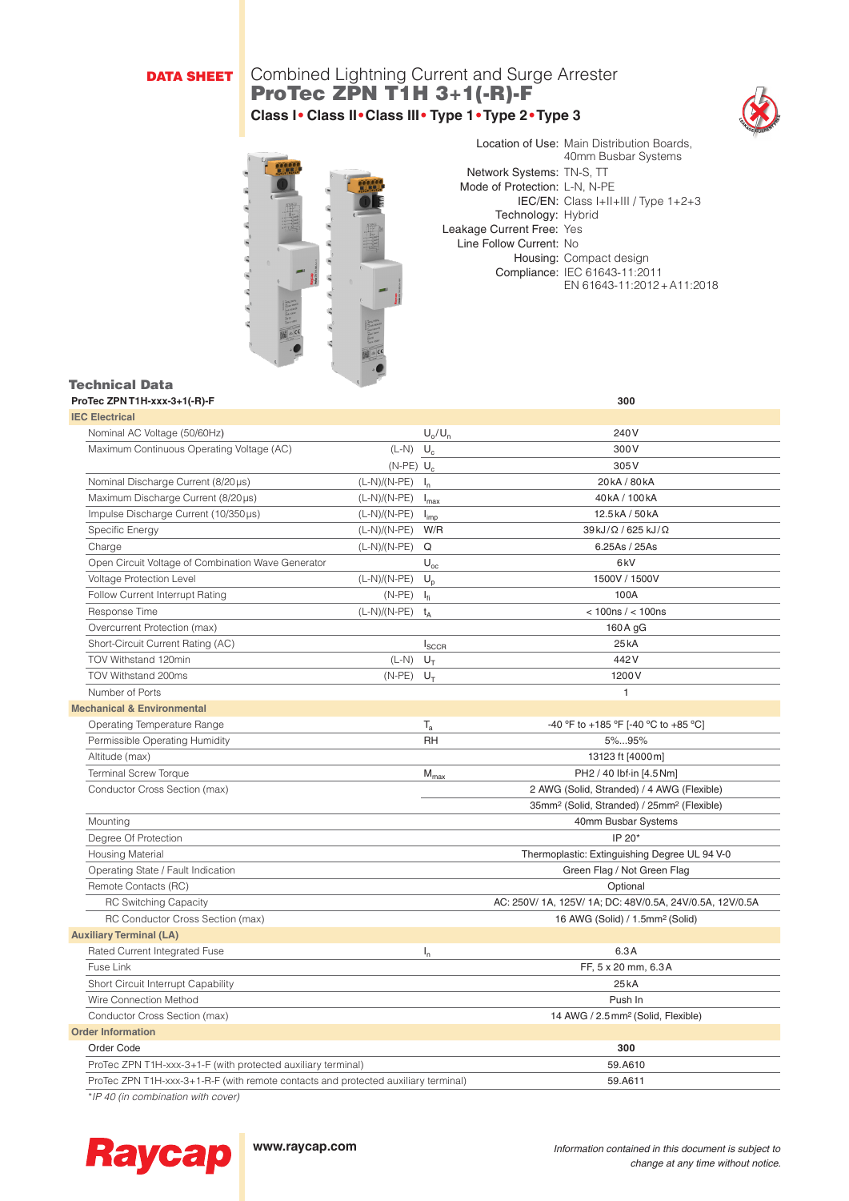**DATA SHEET**

# Combined Lightning Current and Surge Arrester

## ProTec ZPN T1H 3+1(-R)-F

**Class I • Class II • Class III • Type 1 • Type 2 • Type 3**

Location of Use: Main Distribution Boards, 40mm Busbar Systems
Network Systems: TN-S, TT
Mode of Protection: L-N, N-PE
IEC/EN: Class I+II+III / Type 1+2+3
Technology: Hybrid
Leakage Current Free: Yes
Line Follow Current: No
Housing: Compact design
Compliance: IEC 61643-11:2011
EN 61643-11:2012 + A11:2018

## Technical Data

| ProTec ZPN T1H-xxx-3+1(-R)-F | | | 300 |
|---|---|---|---|
| **IEC Electrical** | | | |
| Nominal AC Voltage (50/60Hz) | | $U_o/U_n$ | 240 V |
| Maximum Continuous Operating Voltage (AC) | (L-N) | $U_c$ | 300 V |
| | (N-PE) | $U_c$ | 305 V |
| Nominal Discharge Current (8/20 µs) | (L-N)/(N-PE) | $I_n$ | 20 kA / 80 kA |
| Maximum Discharge Current (8/20 µs) | (L-N)/(N-PE) | $I_{max}$ | 40 kA / 100 kA |
| Impulse Discharge Current (10/350 µs) | (L-N)/(N-PE) | $I_{imp}$ | 12.5 kA / 50 kA |
| Specific Energy | (L-N)/(N-PE) | W/R | 39 kJ/Ω / 625 kJ/Ω |
| Charge | (L-N)/(N-PE) | Q | 6.25As / 25As |
| Open Circuit Voltage of Combination Wave Generator | | $U_{oc}$ | 6 kV |
| Voltage Protection Level | (L-N)/(N-PE) | $U_p$ | 1500V / 1500V |
| Follow Current Interrupt Rating | (N-PE) | $I_{fi}$ | 100A |
| Response Time | (L-N)/(N-PE) | $t_A$ | < 100ns / < 100ns |
| Overcurrent Protection (max) | | | 160 A gG |
| Short-Circuit Current Rating (AC) | | $I_{SCCR}$ | 25 kA |
| TOV Withstand 120min | (L-N) | $U_T$ | 442 V |
| TOV Withstand 200ms | (N-PE) | $U_T$ | 1200 V |
| Number of Ports | | | 1 |
| **Mechanical & Environmental** | | | |
| Operating Temperature Range | | $T_a$ | -40 °F to +185 °F [-40 °C to +85 °C] |
| Permissible Operating Humidity | | RH | 5%...95% |
| Altitude (max) | | | 13123 ft [4000 m] |
| Terminal Screw Torque | | $M_{max}$ | PH2 / 40 lbf·in [4.5 Nm] |
| Conductor Cross Section (max) | | | 2 AWG (Solid, Stranded) / 4 AWG (Flexible) |
| | | | 35mm² (Solid, Stranded) / 25mm² (Flexible) |
| Mounting | | | 40mm Busbar Systems |
| Degree Of Protection | | | IP 20* |
| Housing Material | | | Thermoplastic: Extinguishing Degree UL 94 V-0 |
| Operating State / Fault Indication | | | Green Flag / Not Green Flag |
| Remote Contacts (RC) | | | Optional |
| RC Switching Capacity | | | AC: 250V/ 1A, 125V/ 1A; DC: 48V/0.5A, 24V/0.5A, 12V/0.5A |
| RC Conductor Cross Section (max) | | | 16 AWG (Solid) / 1.5mm² (Solid) |
| **Auxiliary Terminal (LA)** | | | |
| Rated Current Integrated Fuse | | $I_n$ | 6.3 A |
| Fuse Link | | | FF, 5 x 20 mm, 6.3 A |
| Short Circuit Interrupt Capability | | | 25 kA |
| Wire Connection Method | | | Push In |
| Conductor Cross Section (max) | | | 14 AWG / 2.5 mm² (Solid, Flexible) |
| **Order Information** | | | |
| Order Code | | | **300** |
| ProTec ZPN T1H-xxx-3+1-F (with protected auxiliary terminal) | | | 59.A610 |
| ProTec ZPN T1H-xxx-3+1-R-F (with remote contacts and protected auxiliary terminal) | | | 59.A611 |

*\*IP 40 (in combination with cover)*

Raycap

www.raycap.com

*Information contained in this document is subject to change at any time without notice.*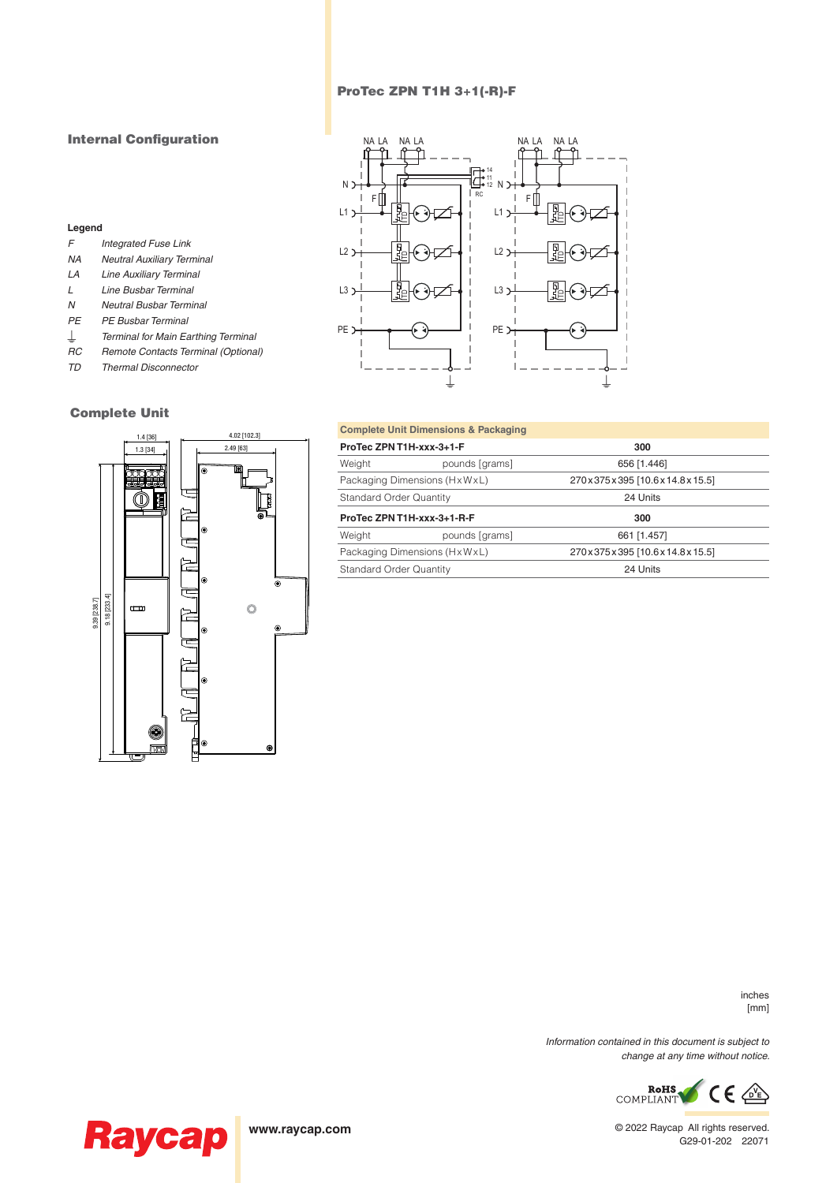## ProTec ZPN T1H 3+1(-R)-F

### Internal Configuration

NA LA NA LA

N

F

L1

L2

L3

PE

14
11
12
RC

NA LA NA LA

N

F

L1

L2

L3

PE

**Legend**

| | |
|---|---|
| *F* | *Integrated Fuse Link* |
| *NA* | *Neutral Auxiliary Terminal* |
| *LA* | *Line Auxiliary Terminal* |
| *L* | *Line Busbar Terminal* |
| *N* | *Neutral Busbar Terminal* |
| *PE* | *PE Busbar Terminal* |
| ⏚ | *Terminal for Main Earthing Terminal* |
| *RC* | *Remote Contacts Terminal (Optional)* |
| *TD* | *Thermal Disconnector* |

### Complete Unit

1.4 [36]
1.3 [34]
4.02 [102.3]
2.49 [63]
9.39 [238.7]
9.18 [233.4]

| Complete Unit Dimensions & Packaging | | |
|---|---|---|
| **ProTec ZPN T1H-xxx-3+1-F** | | **300** |
| Weight | pounds [grams] | 656 [1.446] |
| Packaging Dimensions (HxWxL) | | 270x375x395 [10.6x14.8x15.5] |
| Standard Order Quantity | | 24 Units |
| **ProTec ZPN T1H-xxx-3+1-R-F** | | **300** |
| Weight | pounds [grams] | 661 [1.457] |
| Packaging Dimensions (HxWxL) | | 270x375x395 [10.6x14.8x15.5] |
| Standard Order Quantity | | 24 Units |

inches
[mm]

*Information contained in this document is subject to change at any time without notice.*

RoHS COMPLIANT

www.raycap.com

© 2022 Raycap All rights reserved.
G29-01-202 22071